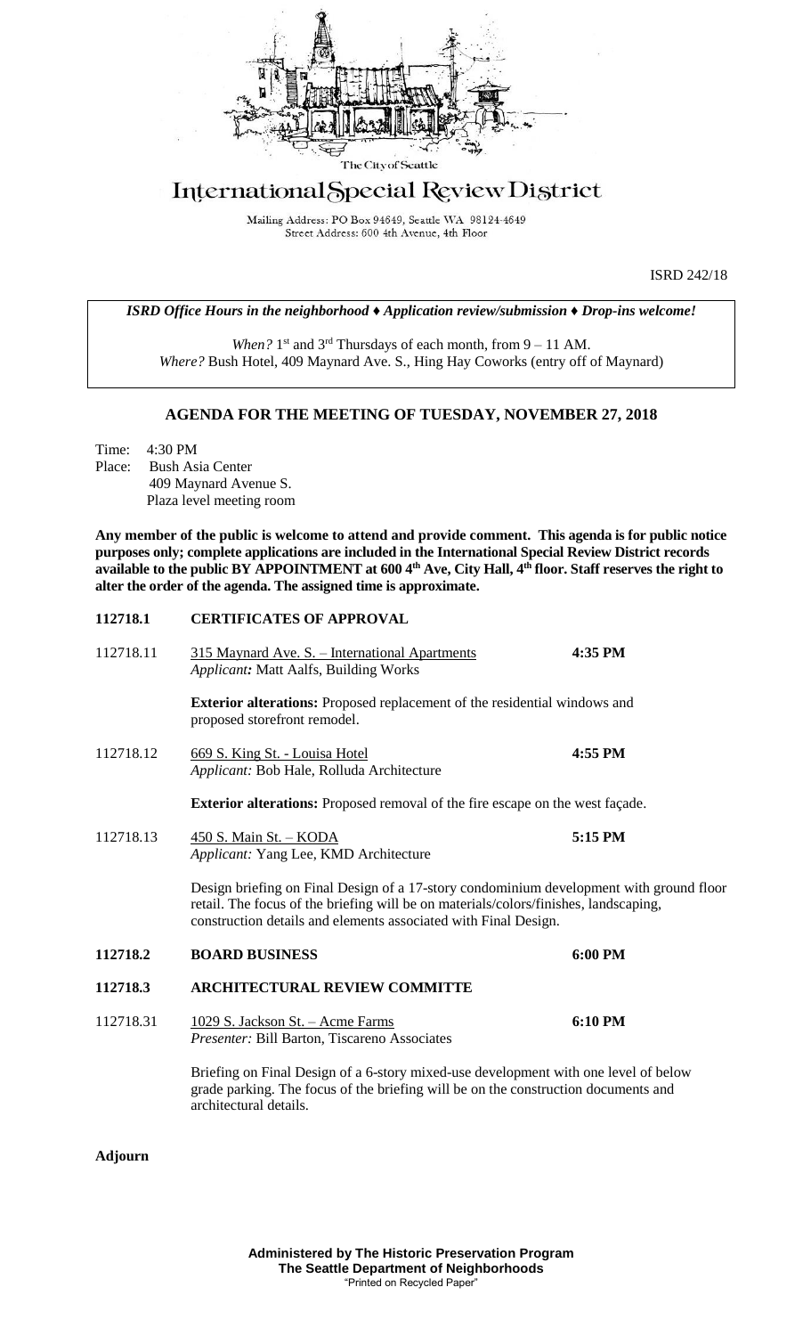The City of Seattle

# International Special Review District

Mailing Address: PO Box 94649, Seattle WA 98124-4649
Street Address: 600 4th Avenue, 4th Floor

ISRD 242/18

*ISRD Office Hours in the neighborhood ♦ Application review/submission ♦ Drop-ins welcome!*

*When?* 1st and 3rd Thursdays of each month, from 9 – 11 AM.
*Where?* Bush Hotel, 409 Maynard Ave. S., Hing Hay Coworks (entry off of Maynard)

## AGENDA FOR THE MEETING OF TUESDAY, NOVEMBER 27, 2018

Time: 4:30 PM
Place: Bush Asia Center
409 Maynard Avenue S.
Plaza level meeting room

**Any member of the public is welcome to attend and provide comment. This agenda is for public notice purposes only; complete applications are included in the International Special Review District records available to the public BY APPOINTMENT at 600 4th Ave, City Hall, 4th floor. Staff reserves the right to alter the order of the agenda. The assigned time is approximate.**

**112718.1 CERTIFICATES OF APPROVAL**

112718.11 315 Maynard Ave. S. – International Apartments **4:35 PM**
*Applicant:* Matt Aalfs, Building Works

**Exterior alterations:** Proposed replacement of the residential windows and proposed storefront remodel.

112718.12 669 S. King St. - Louisa Hotel **4:55 PM**
*Applicant:* Bob Hale, Rolluda Architecture

**Exterior alterations:** Proposed removal of the fire escape on the west façade.

112718.13 450 S. Main St. – KODA **5:15 PM**
*Applicant:* Yang Lee, KMD Architecture

Design briefing on Final Design of a 17-story condominium development with ground floor retail. The focus of the briefing will be on materials/colors/finishes, landscaping, construction details and elements associated with Final Design.

**112718.2 BOARD BUSINESS 6:00 PM**

**112718.3 ARCHITECTURAL REVIEW COMMITTE**

112718.31 1029 S. Jackson St. – Acme Farms **6:10 PM**
*Presenter:* Bill Barton, Tiscareno Associates

Briefing on Final Design of a 6-story mixed-use development with one level of below grade parking. The focus of the briefing will be on the construction documents and architectural details.

**Adjourn**

**Administered by The Historic Preservation Program**
**The Seattle Department of Neighborhoods**
"Printed on Recycled Paper"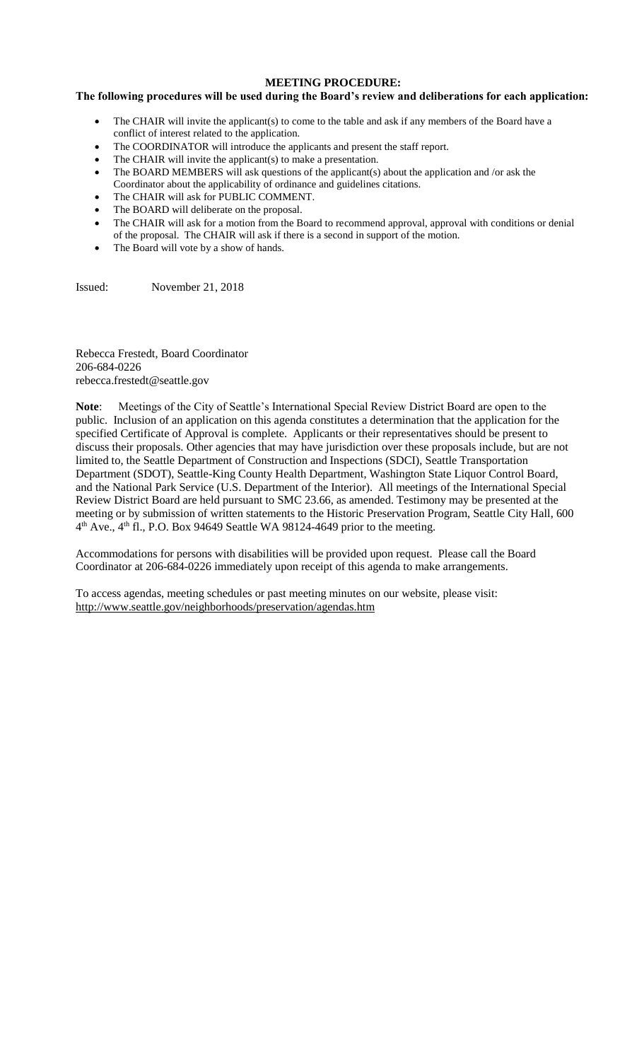**MEETING PROCEDURE:**

**The following procedures will be used during the Board's review and deliberations for each application:**

- The CHAIR will invite the applicant(s) to come to the table and ask if any members of the Board have a conflict of interest related to the application.
- The COORDINATOR will introduce the applicants and present the staff report.
- The CHAIR will invite the applicant(s) to make a presentation.
- The BOARD MEMBERS will ask questions of the applicant(s) about the application and /or ask the Coordinator about the applicability of ordinance and guidelines citations.
- The CHAIR will ask for PUBLIC COMMENT.
- The BOARD will deliberate on the proposal.
- The CHAIR will ask for a motion from the Board to recommend approval, approval with conditions or denial of the proposal. The CHAIR will ask if there is a second in support of the motion.
- The Board will vote by a show of hands.

Issued: November 21, 2018

Rebecca Frestedt, Board Coordinator
206-684-0226
rebecca.frestedt@seattle.gov

**Note**: Meetings of the City of Seattle's International Special Review District Board are open to the public. Inclusion of an application on this agenda constitutes a determination that the application for the specified Certificate of Approval is complete. Applicants or their representatives should be present to discuss their proposals. Other agencies that may have jurisdiction over these proposals include, but are not limited to, the Seattle Department of Construction and Inspections (SDCI), Seattle Transportation Department (SDOT), Seattle-King County Health Department, Washington State Liquor Control Board, and the National Park Service (U.S. Department of the Interior). All meetings of the International Special Review District Board are held pursuant to SMC 23.66, as amended. Testimony may be presented at the meeting or by submission of written statements to the Historic Preservation Program, Seattle City Hall, 600 4th Ave., 4th fl., P.O. Box 94649 Seattle WA 98124-4649 prior to the meeting.

Accommodations for persons with disabilities will be provided upon request. Please call the Board Coordinator at 206-684-0226 immediately upon receipt of this agenda to make arrangements.

To access agendas, meeting schedules or past meeting minutes on our website, please visit:
http://www.seattle.gov/neighborhoods/preservation/agendas.htm